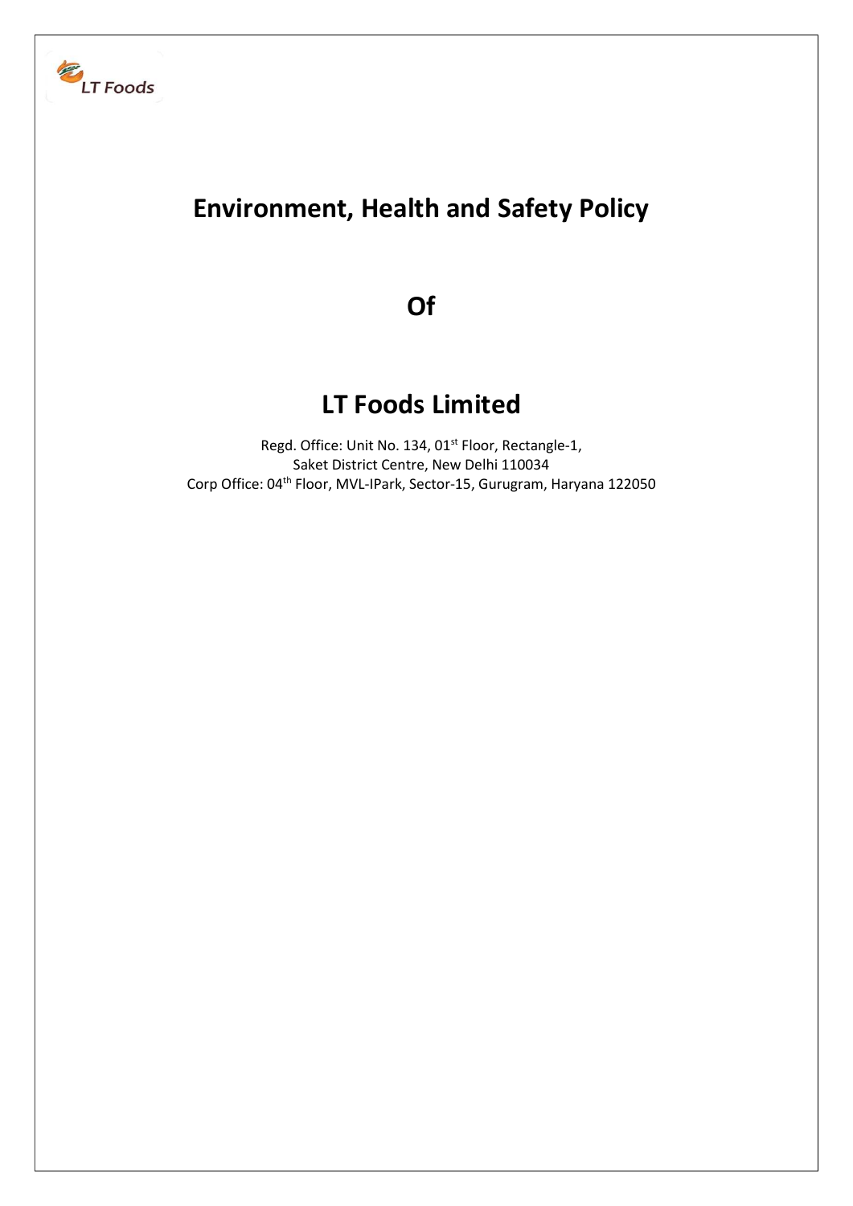LT Foods

# Environment, Health and Safety Policy

# Of

# LT Foods Limited

Regd. Office: Unit No. 134, 01st Floor, Rectangle-1,
Saket District Centre, New Delhi 110034
Corp Office: 04th Floor, MVL-IPark, Sector-15, Gurugram, Haryana 122050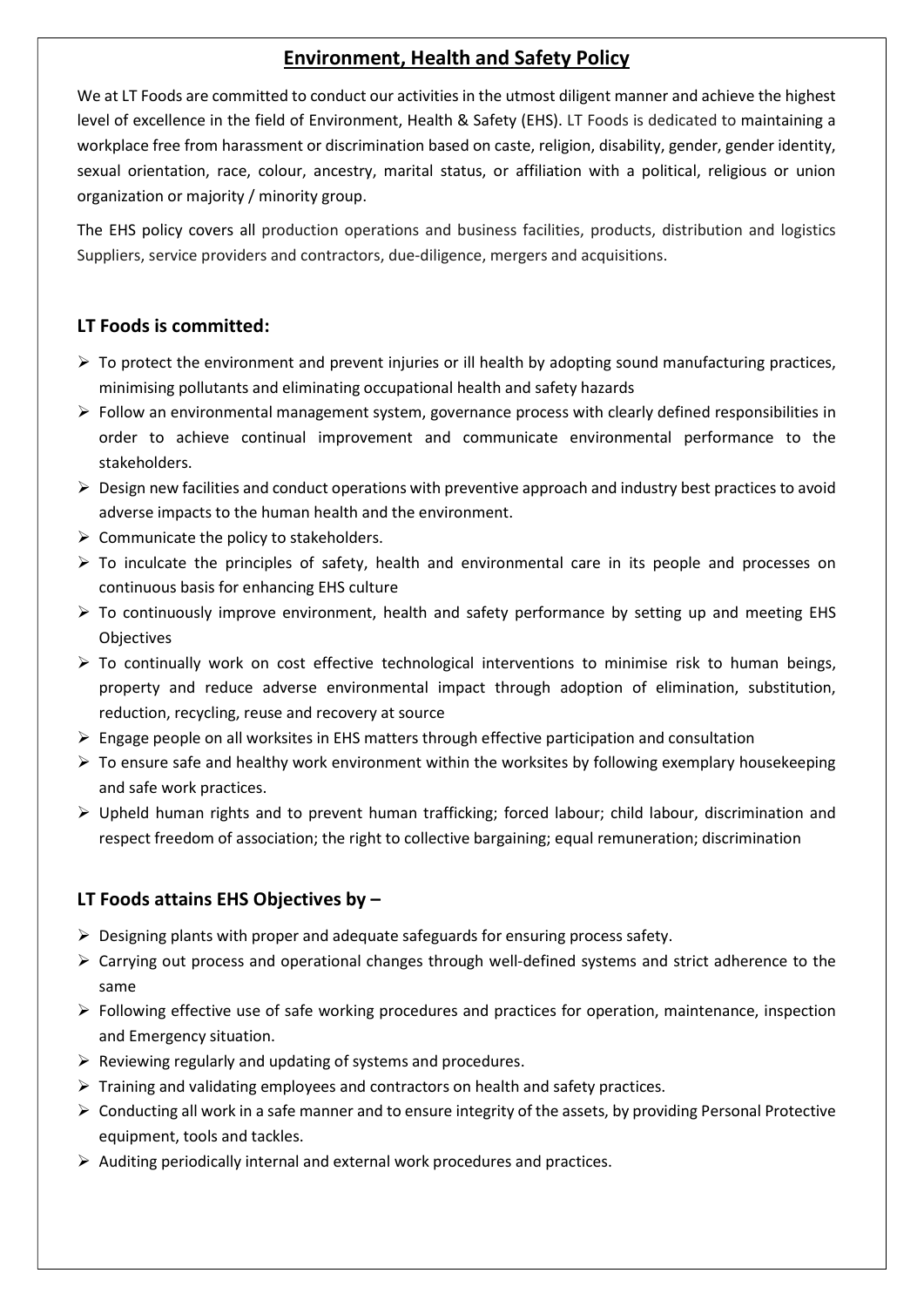# Environment, Health and Safety Policy

We at LT Foods are committed to conduct our activities in the utmost diligent manner and achieve the highest level of excellence in the field of Environment, Health & Safety (EHS). LT Foods is dedicated to maintaining a workplace free from harassment or discrimination based on caste, religion, disability, gender, gender identity, sexual orientation, race, colour, ancestry, marital status, or affiliation with a political, religious or union organization or majority / minority group.

The EHS policy covers all production operations and business facilities, products, distribution and logistics Suppliers, service providers and contractors, due-diligence, mergers and acquisitions.

## LT Foods is committed:

- To protect the environment and prevent injuries or ill health by adopting sound manufacturing practices, minimising pollutants and eliminating occupational health and safety hazards
- Follow an environmental management system, governance process with clearly defined responsibilities in order to achieve continual improvement and communicate environmental performance to the stakeholders.
- Design new facilities and conduct operations with preventive approach and industry best practices to avoid adverse impacts to the human health and the environment.
- Communicate the policy to stakeholders.
- To inculcate the principles of safety, health and environmental care in its people and processes on continuous basis for enhancing EHS culture
- To continuously improve environment, health and safety performance by setting up and meeting EHS Objectives
- To continually work on cost effective technological interventions to minimise risk to human beings, property and reduce adverse environmental impact through adoption of elimination, substitution, reduction, recycling, reuse and recovery at source
- Engage people on all worksites in EHS matters through effective participation and consultation
- To ensure safe and healthy work environment within the worksites by following exemplary housekeeping and safe work practices.
- Upheld human rights and to prevent human trafficking; forced labour; child labour, discrimination and respect freedom of association; the right to collective bargaining; equal remuneration; discrimination

## LT Foods attains EHS Objectives by –

- Designing plants with proper and adequate safeguards for ensuring process safety.
- Carrying out process and operational changes through well-defined systems and strict adherence to the same
- Following effective use of safe working procedures and practices for operation, maintenance, inspection and Emergency situation.
- Reviewing regularly and updating of systems and procedures.
- Training and validating employees and contractors on health and safety practices.
- Conducting all work in a safe manner and to ensure integrity of the assets, by providing Personal Protective equipment, tools and tackles.
- Auditing periodically internal and external work procedures and practices.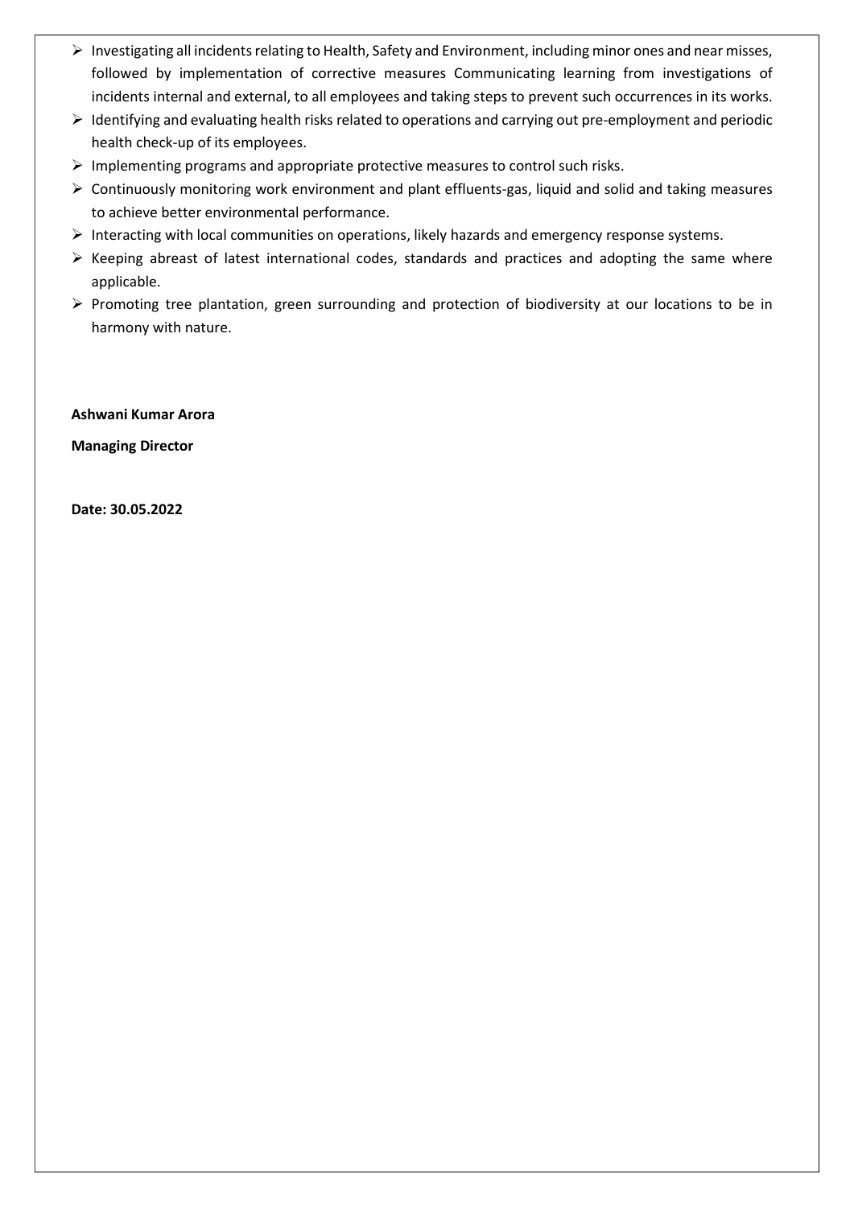- Investigating all incidents relating to Health, Safety and Environment, including minor ones and near misses, followed by implementation of corrective measures Communicating learning from investigations of incidents internal and external, to all employees and taking steps to prevent such occurrences in its works.
- Identifying and evaluating health risks related to operations and carrying out pre-employment and periodic health check-up of its employees.
- Implementing programs and appropriate protective measures to control such risks.
- Continuously monitoring work environment and plant effluents-gas, liquid and solid and taking measures to achieve better environmental performance.
- Interacting with local communities on operations, likely hazards and emergency response systems.
- Keeping abreast of latest international codes, standards and practices and adopting the same where applicable.
- Promoting tree plantation, green surrounding and protection of biodiversity at our locations to be in harmony with nature.

**Ashwani Kumar Arora**

**Managing Director**

**Date: 30.05.2022**